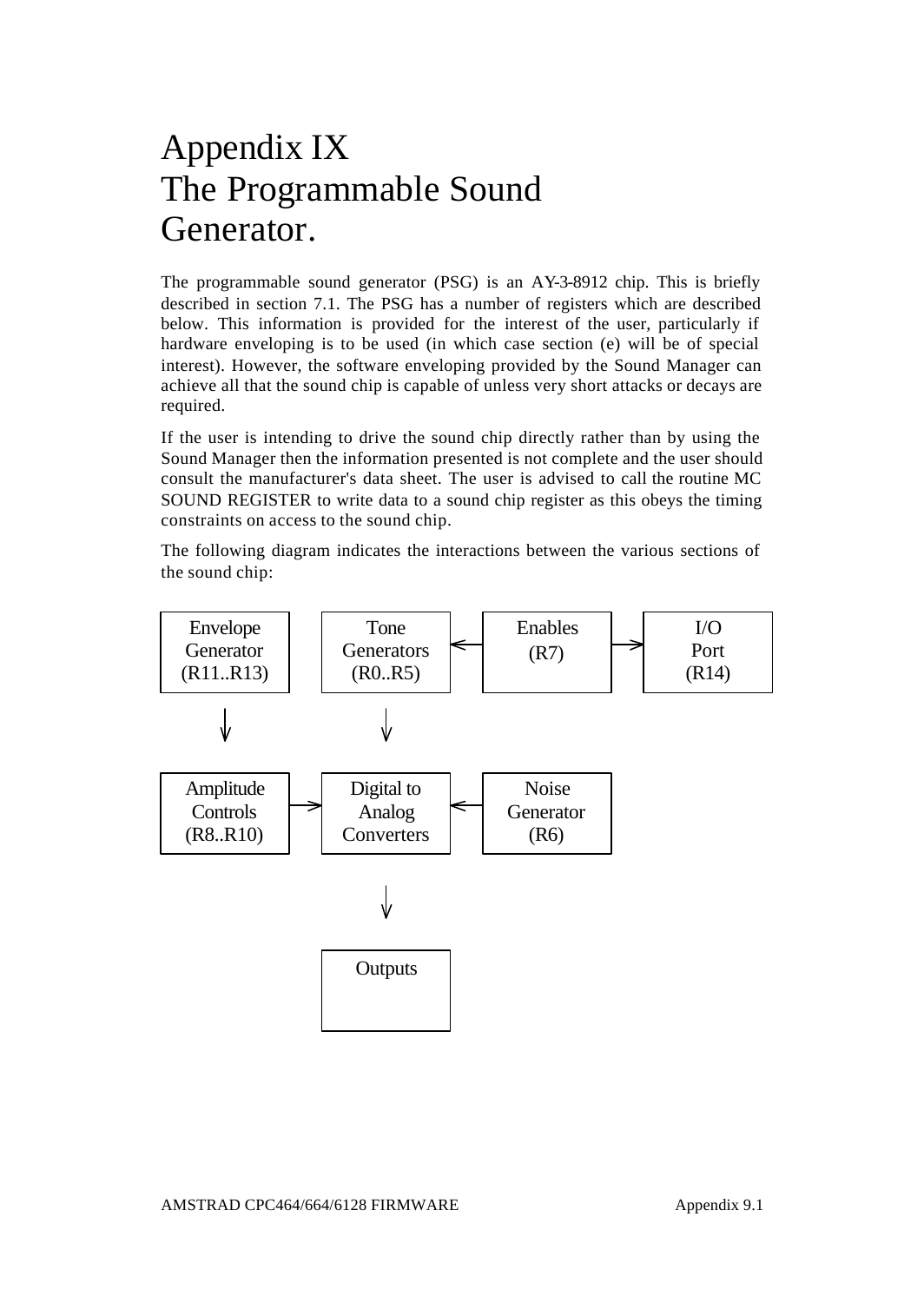# Appendix IX
# The Programmable Sound Generator.

The programmable sound generator (PSG) is an AY-3-8912 chip. This is briefly described in section 7.1. The PSG has a number of registers which are described below. This information is provided for the interest of the user, particularly if hardware enveloping is to be used (in which case section (e) will be of special interest). However, the software enveloping provided by the Sound Manager can achieve all that the sound chip is capable of unless very short attacks or decays are required.

If the user is intending to drive the sound chip directly rather than by using the Sound Manager then the information presented is not complete and the user should consult the manufacturer's data sheet. The user is advised to call the routine MC SOUND REGISTER to write data to a sound chip register as this obeys the timing constraints on access to the sound chip.

The following diagram indicates the interactions between the various sections of the sound chip:

```
+-------------+  +-------------+     +-------------+     +-------------+
|  Envelope   |  |    Tone     |     |   Enables   |     |     I/O     |
|  Generator  |  | Generators  | <-- |    (R7)     | --> |    Port     |
| (R11..R13)  |  |  (R0..R5)   |     |             |     |    (R14)    |
+-------------+  +-------------+     +-------------+     +-------------+
       |                |
       v                v
+-------------+  +-------------+     +-------------+
|  Amplitude  |  | Digital to  |     |    Noise    |
|  Controls   |->|   Analog    | <-- |  Generator  |
|  (R8..R10)  |  | Converters  |     |    (R6)     |
+-------------+  +-------------+     +-------------+
                        |
                        v
                 +-------------+
                 |   Outputs   |
                 +-------------+
```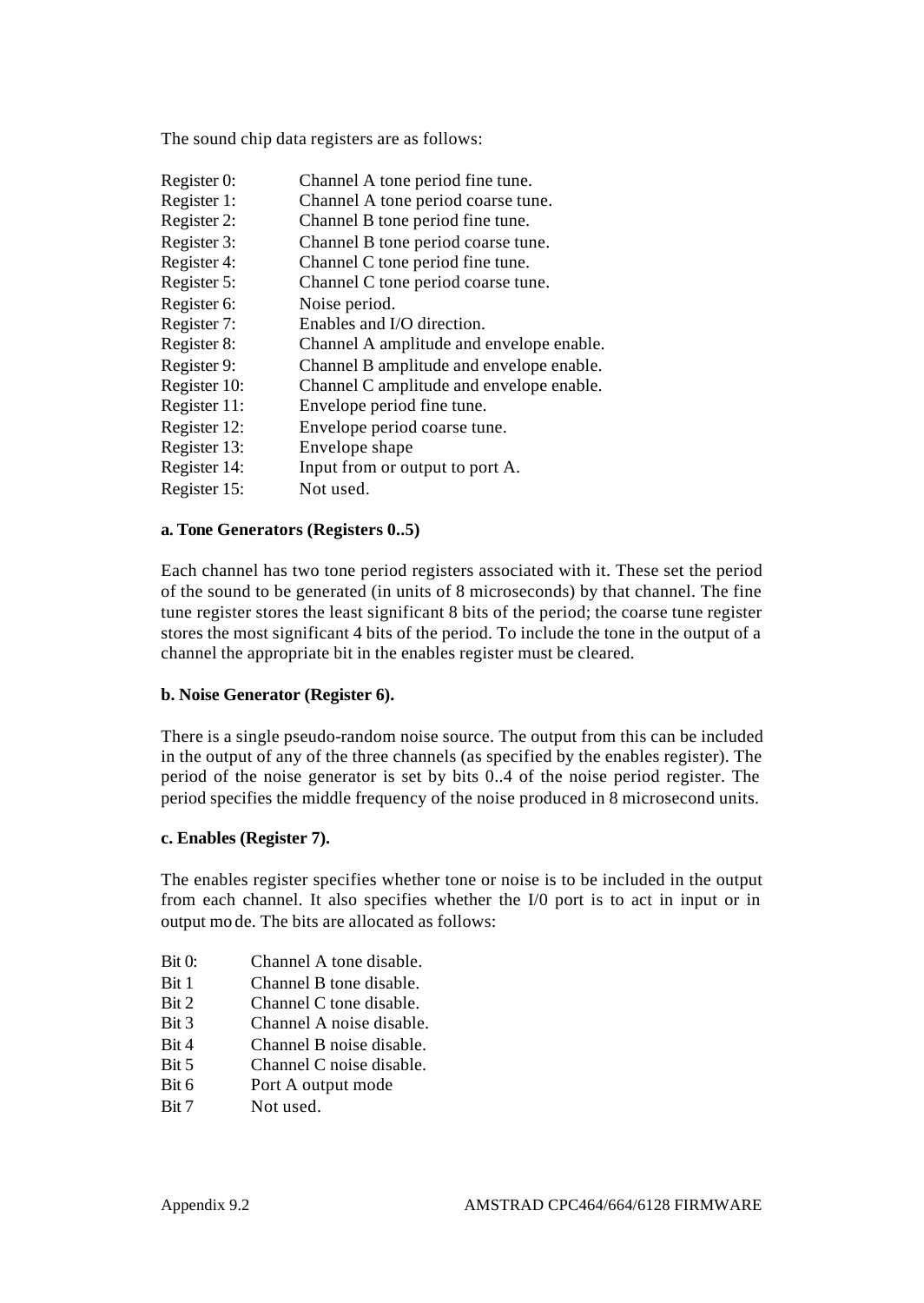The sound chip data registers are as follows:

| | |
|---|---|
| Register 0: | Channel A tone period fine tune. |
| Register 1: | Channel A tone period coarse tune. |
| Register 2: | Channel B tone period fine tune. |
| Register 3: | Channel B tone period coarse tune. |
| Register 4: | Channel C tone period fine tune. |
| Register 5: | Channel C tone period coarse tune. |
| Register 6: | Noise period. |
| Register 7: | Enables and I/O direction. |
| Register 8: | Channel A amplitude and envelope enable. |
| Register 9: | Channel B amplitude and envelope enable. |
| Register 10: | Channel C amplitude and envelope enable. |
| Register 11: | Envelope period fine tune. |
| Register 12: | Envelope period coarse tune. |
| Register 13: | Envelope shape |
| Register 14: | Input from or output to port A. |
| Register 15: | Not used. |

**a. Tone Generators (Registers 0..5)**

Each channel has two tone period registers associated with it. These set the period of the sound to be generated (in units of 8 microseconds) by that channel. The fine tune register stores the least significant 8 bits of the period; the coarse tune register stores the most significant 4 bits of the period. To include the tone in the output of a channel the appropriate bit in the enables register must be cleared.

**b. Noise Generator (Register 6).**

There is a single pseudo-random noise source. The output from this can be included in the output of any of the three channels (as specified by the enables register). The period of the noise generator is set by bits 0..4 of the noise period register. The period specifies the middle frequency of the noise produced in 8 microsecond units.

**c. Enables (Register 7).**

The enables register specifies whether tone or noise is to be included in the output from each channel. It also specifies whether the I/0 port is to act in input or in output mode. The bits are allocated as follows:

| | |
|---|---|
| Bit 0: | Channel A tone disable. |
| Bit 1 | Channel B tone disable. |
| Bit 2 | Channel C tone disable. |
| Bit 3 | Channel A noise disable. |
| Bit 4 | Channel B noise disable. |
| Bit 5 | Channel C noise disable. |
| Bit 6 | Port A output mode |
| Bit 7 | Not used. |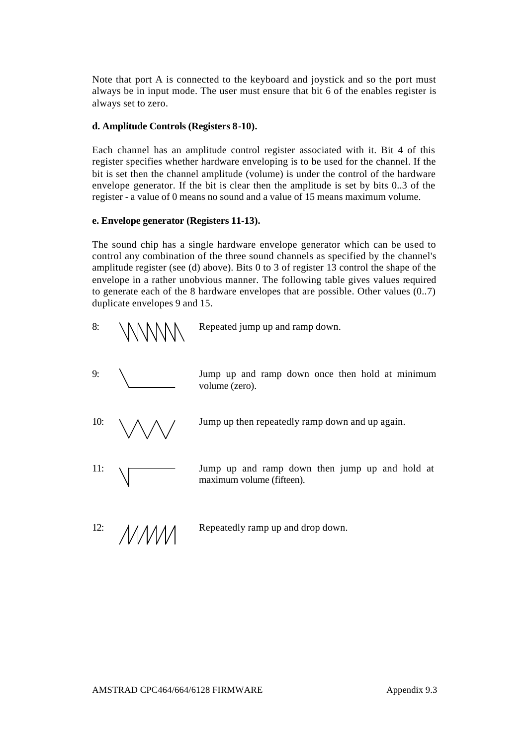Note that port A is connected to the keyboard and joystick and so the port must always be in input mode. The user must ensure that bit 6 of the enables register is always set to zero.

**d. Amplitude Controls (Registers 8-10).**

Each channel has an amplitude control register associated with it. Bit 4 of this register specifies whether hardware enveloping is to be used for the channel. If the bit is set then the channel amplitude (volume) is under the control of the hardware envelope generator. If the bit is clear then the amplitude is set by bits 0..3 of the register - a value of 0 means no sound and a value of 15 means maximum volume.

**e. Envelope generator (Registers 11-13).**

The sound chip has a single hardware envelope generator which can be used to control any combination of the three sound channels as specified by the channel's amplitude register (see (d) above). Bits 0 to 3 of register 13 control the shape of the envelope in a rather unobvious manner. The following table gives values required to generate each of the 8 hardware envelopes that are possible. Other values (0..7) duplicate envelopes 9 and 15.

8: Repeated jump up and ramp down.

9: Jump up and ramp down once then hold at minimum volume (zero).

10: Jump up then repeatedly ramp down and up again.

11: Jump up and ramp down then jump up and hold at maximum volume (fifteen).

12: Repeatedly ramp up and drop down.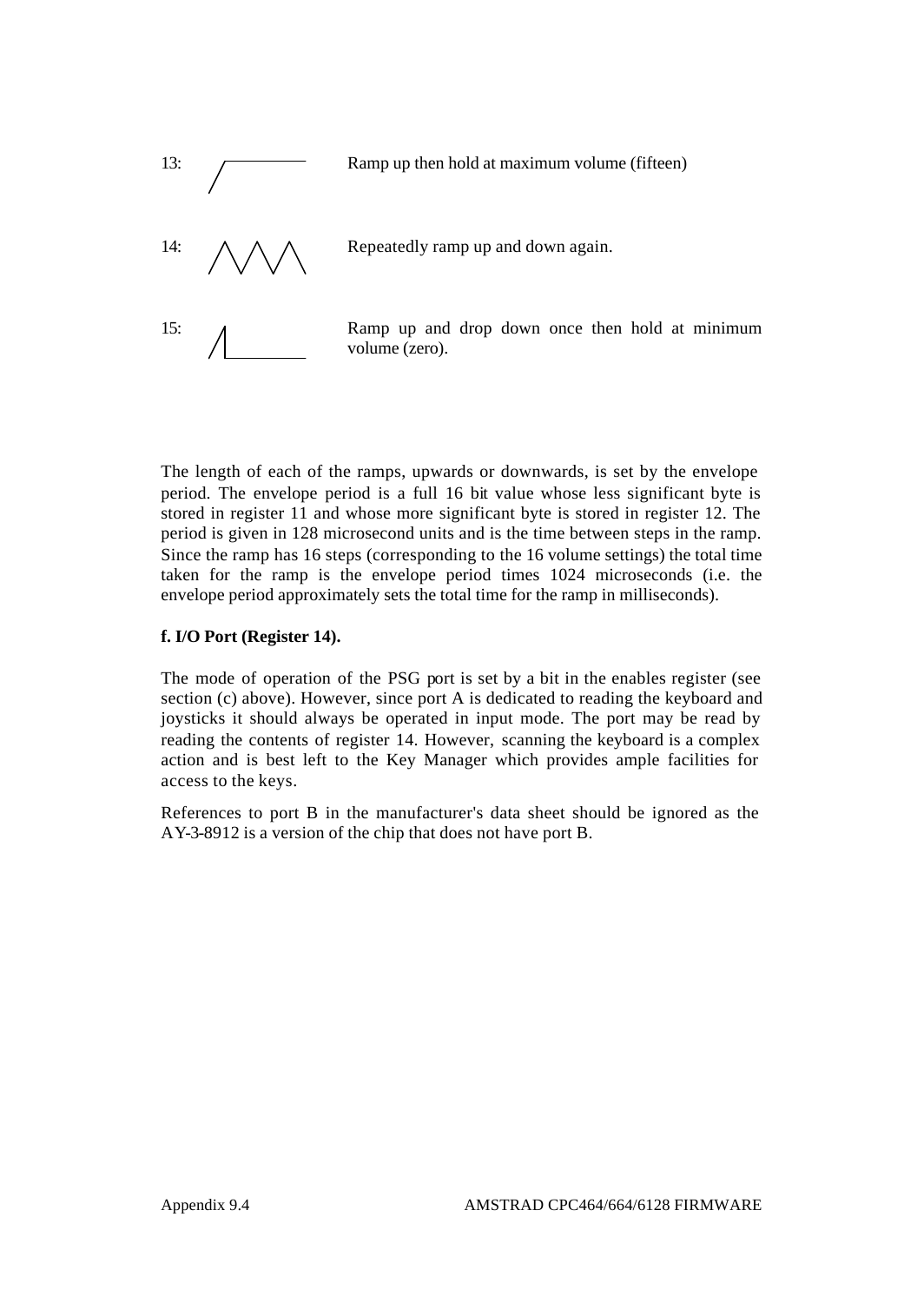13: Ramp up then hold at maximum volume (fifteen)

14: Repeatedly ramp up and down again.

15: Ramp up and drop down once then hold at minimum volume (zero).

The length of each of the ramps, upwards or downwards, is set by the envelope period. The envelope period is a full 16 bit value whose less significant byte is stored in register 11 and whose more significant byte is stored in register 12. The period is given in 128 microsecond units and is the time between steps in the ramp. Since the ramp has 16 steps (corresponding to the 16 volume settings) the total time taken for the ramp is the envelope period times 1024 microseconds (i.e. the envelope period approximately sets the total time for the ramp in milliseconds).

**f. I/O Port (Register 14).**

The mode of operation of the PSG port is set by a bit in the enables register (see section (c) above). However, since port A is dedicated to reading the keyboard and joysticks it should always be operated in input mode. The port may be read by reading the contents of register 14. However, scanning the keyboard is a complex action and is best left to the Key Manager which provides ample facilities for access to the keys.

References to port B in the manufacturer's data sheet should be ignored as the AY-3-8912 is a version of the chip that does not have port B.